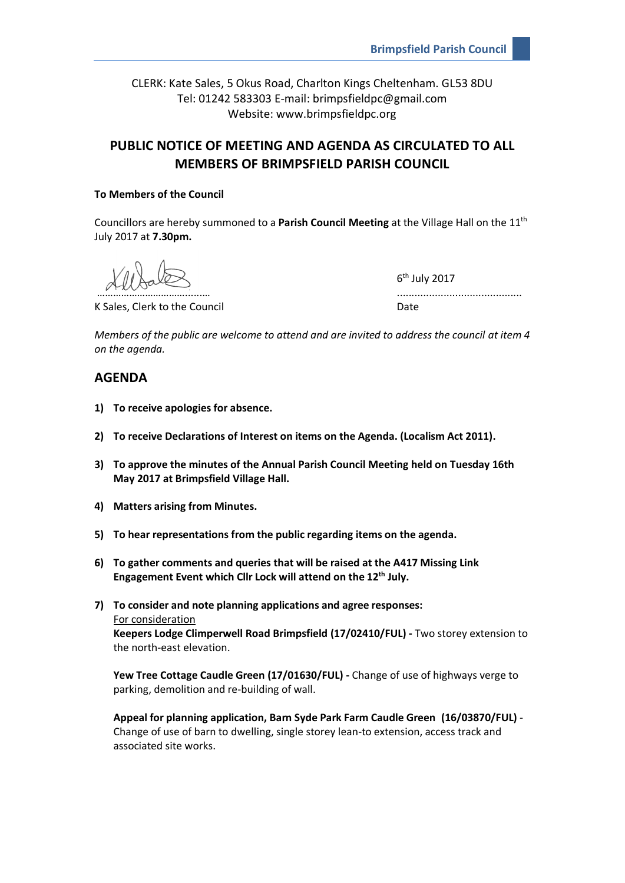Brimpsfield Parish Council

CLERK: Kate Sales, 5 Okus Road, Charlton Kings Cheltenham. GL53 8DU
Tel: 01242 583303 E-mail: brimpsfieldpc@gmail.com
Website: www.brimpsfieldpc.org

# PUBLIC NOTICE OF MEETING AND AGENDA AS CIRCULATED TO ALL MEMBERS OF BRIMPSFIELD PARISH COUNCIL

**To Members of the Council**

Councillors are hereby summoned to a **Parish Council Meeting** at the Village Hall on the 11th July 2017 at **7.30pm.**

…………………………………… ..........................................
K Sales, Clerk to the Council 6th July 2017
Date

*Members of the public are welcome to attend and are invited to address the council at item 4 on the agenda.*

## AGENDA

1) **To receive apologies for absence.**

2) **To receive Declarations of Interest on items on the Agenda. (Localism Act 2011).**

3) **To approve the minutes of the Annual Parish Council Meeting held on Tuesday 16th May 2017 at Brimpsfield Village Hall.**

4) **Matters arising from Minutes.**

5) **To hear representations from the public regarding items on the agenda.**

6) **To gather comments and queries that will be raised at the A417 Missing Link Engagement Event which Cllr Lock will attend on the 12th July.**

7) **To consider and note planning applications and agree responses:**
For consideration
**Keepers Lodge Climperwell Road Brimpsfield (17/02410/FUL) -** Two storey extension to the north-east elevation.

**Yew Tree Cottage Caudle Green (17/01630/FUL) -** Change of use of highways verge to parking, demolition and re-building of wall.

**Appeal for planning application, Barn Syde Park Farm Caudle Green (16/03870/FUL)** - Change of use of barn to dwelling, single storey lean-to extension, access track and associated site works.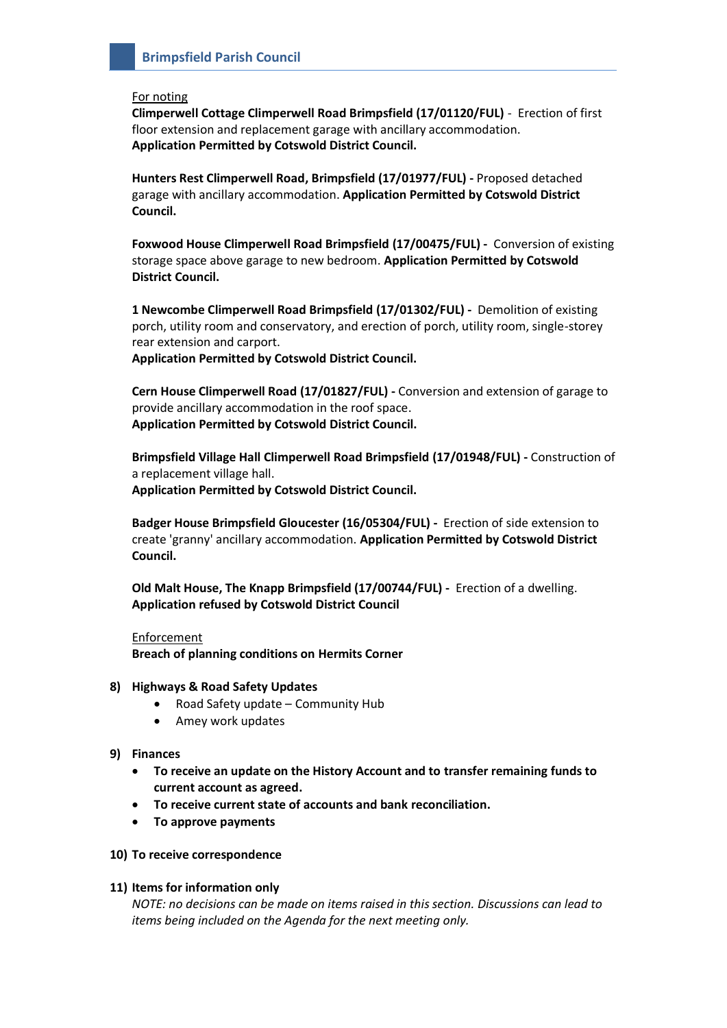<u>For noting</u>

**Climperwell Cottage Climperwell Road Brimpsfield (17/01120/FUL)** - Erection of first floor extension and replacement garage with ancillary accommodation.
**Application Permitted by Cotswold District Council.**

**Hunters Rest Climperwell Road, Brimpsfield (17/01977/FUL) -** Proposed detached garage with ancillary accommodation. **Application Permitted by Cotswold District Council.**

**Foxwood House Climperwell Road Brimpsfield (17/00475/FUL) -** Conversion of existing storage space above garage to new bedroom. **Application Permitted by Cotswold District Council.**

**1 Newcombe Climperwell Road Brimpsfield (17/01302/FUL) -** Demolition of existing porch, utility room and conservatory, and erection of porch, utility room, single-storey rear extension and carport.
**Application Permitted by Cotswold District Council.**

**Cern House Climperwell Road (17/01827/FUL) -** Conversion and extension of garage to provide ancillary accommodation in the roof space.
**Application Permitted by Cotswold District Council.**

**Brimpsfield Village Hall Climperwell Road Brimpsfield (17/01948/FUL) -** Construction of a replacement village hall.
**Application Permitted by Cotswold District Council.**

**Badger House Brimpsfield Gloucester (16/05304/FUL) -** Erection of side extension to create 'granny' ancillary accommodation. **Application Permitted by Cotswold District Council.**

**Old Malt House, The Knapp Brimpsfield (17/00744/FUL) -** Erection of a dwelling.
**Application refused by Cotswold District Council**

<u>Enforcement</u>
**Breach of planning conditions on Hermits Corner**

**8) Highways & Road Safety Updates**

- Road Safety update – Community Hub
- Amey work updates

**9) Finances**

- **To receive an update on the History Account and to transfer remaining funds to current account as agreed.**
- **To receive current state of accounts and bank reconciliation.**
- **To approve payments**

**10) To receive correspondence**

**11) Items for information only**

*NOTE: no decisions can be made on items raised in this section. Discussions can lead to items being included on the Agenda for the next meeting only.*